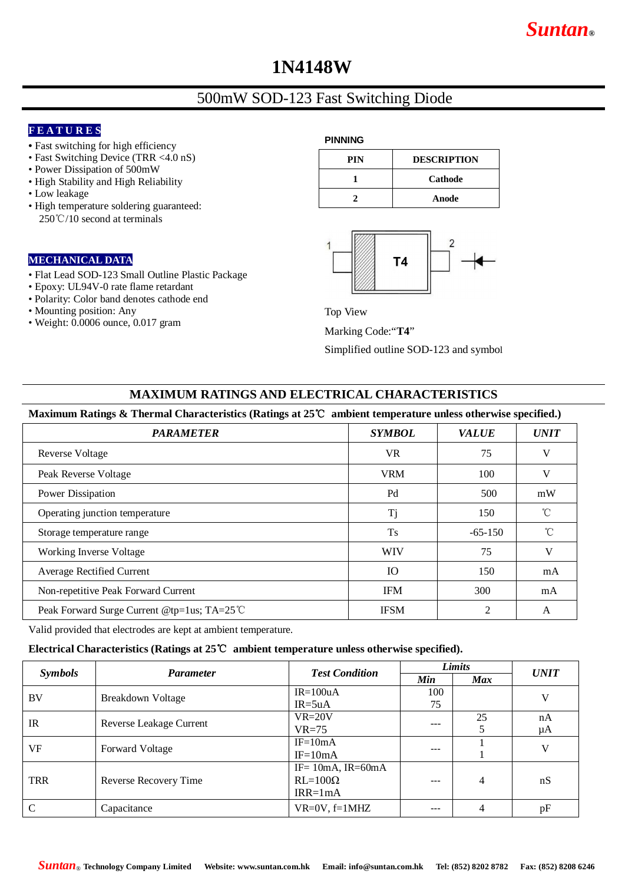Suntan®

# 1N4148W

## 500mW SOD-123 Fast Switching Diode

**FEATURES**

- Fast switching for high efficiency
- Fast Switching Device (TRR <4.0 nS)
- Power Dissipation of 500mW
- High Stability and High Reliability
- Low leakage
- High temperature soldering guaranteed: 250℃/10 second at terminals

**MECHANICAL DATA**

- Flat Lead SOD-123 Small Outline Plastic Package
- Epoxy: UL94V-0 rate flame retardant
- Polarity: Color band denotes cathode end
- Mounting position: Any
- Weight: 0.0006 ounce, 0.017 gram

**PINNING**

| PIN | DESCRIPTION |
|---|---|
| 1 | Cathode |
| 2 | Anode |

1 T4 2

Top View

Marking Code:"**T4**"

Simplified outline SOD-123 and symbol

## MAXIMUM RATINGS AND ELECTRICAL CHARACTERISTICS

**Maximum Ratings & Thermal Characteristics (Ratings at 25℃ ambient temperature unless otherwise specified.)**

| *PARAMETER* | *SYMBOL* | *VALUE* | *UNIT* |
|---|---|---|---|
| Reverse Voltage | VR | 75 | V |
| Peak Reverse Voltage | VRM | 100 | V |
| Power Dissipation | Pd | 500 | mW |
| Operating junction temperature | Tj | 150 | ℃ |
| Storage temperature range | Ts | -65-150 | ℃ |
| Working Inverse Voltage | WIV | 75 | V |
| Average Rectified Current | IO | 150 | mA |
| Non-repetitive Peak Forward Current | IFM | 300 | mA |
| Peak Forward Surge Current @tp=1us; TA=25℃ | IFSM | 2 | A |

Valid provided that electrodes are kept at ambient temperature.

**Electrical Characteristics (Ratings at 25℃ ambient temperature unless otherwise specified).**

| *Symbols* | *Parameter* | *Test Condition* | *Limits* | | *UNIT* |
|---|---|---|---|---|---|
| | | | *Min* | *Max* | |
| BV | Breakdown Voltage | IR=100uA<br>IR=5uA | 100<br>75 | | V |
| IR | Reverse Leakage Current | VR=20V<br>VR=75 | --- | 25<br>5 | nA<br>μA |
| VF | Forward Voltage | IF=10mA<br>IF=10mA | --- | 1<br>1 | V |
| TRR | Reverse Recovery Time | IF= 10mA, IR=60mA<br>RL=100Ω<br>IRR=1mA | --- | 4 | nS |
| C | Capacitance | VR=0V, f=1MHZ | --- | 4 | pF |

Suntan® Technology Company Limited Website: www.suntan.com.hk Email: info@suntan.com.hk Tel: (852) 8202 8782 Fax: (852) 8208 6246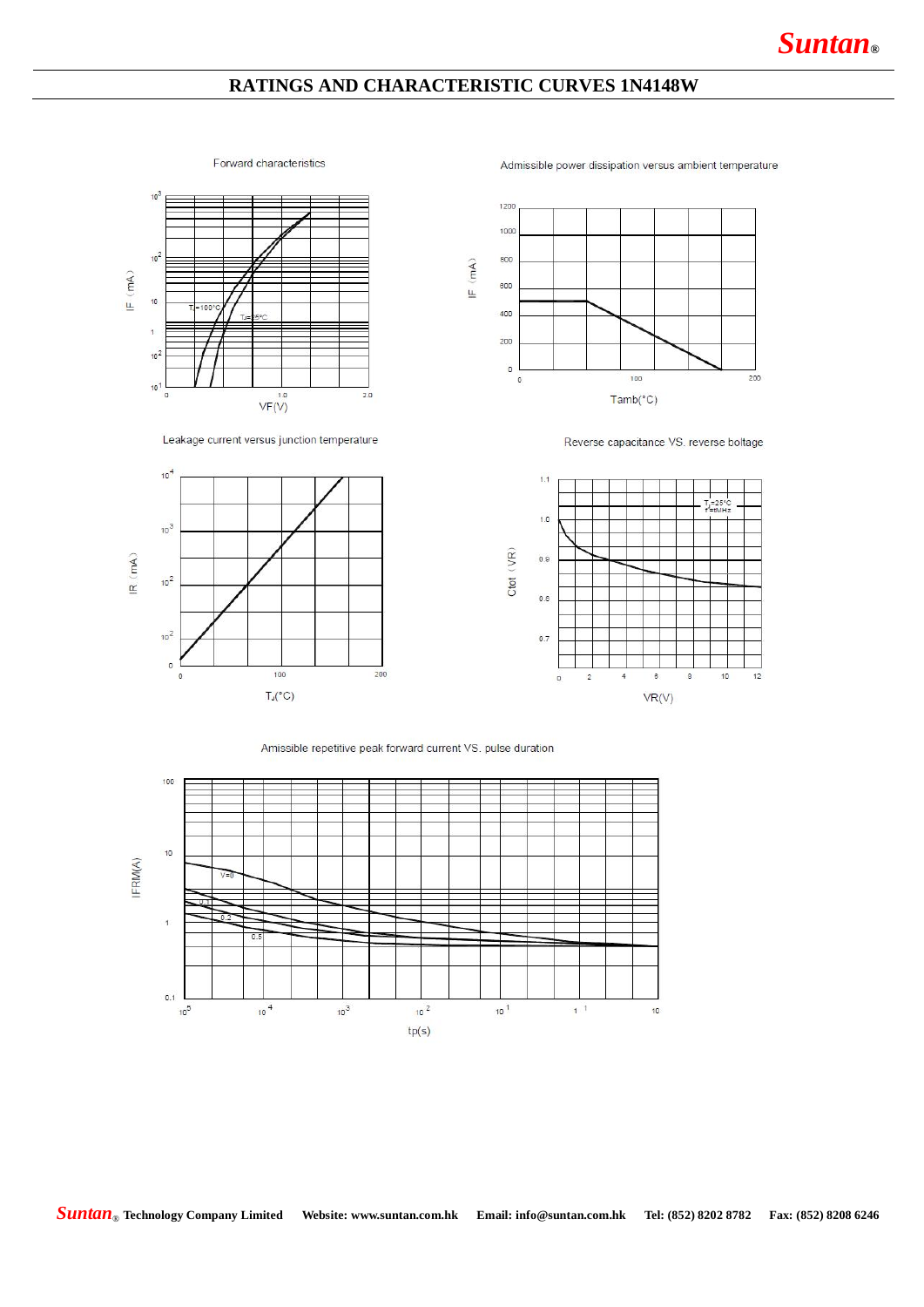# RATINGS AND CHARACTERISTIC CURVES 1N4148W

Forward characteristics

Admissible power dissipation versus ambient temperature

Leakage current versus junction temperature

Reverse capacitance VS. reverse boltage

Amissible repetitive peak forward current VS. pulse duration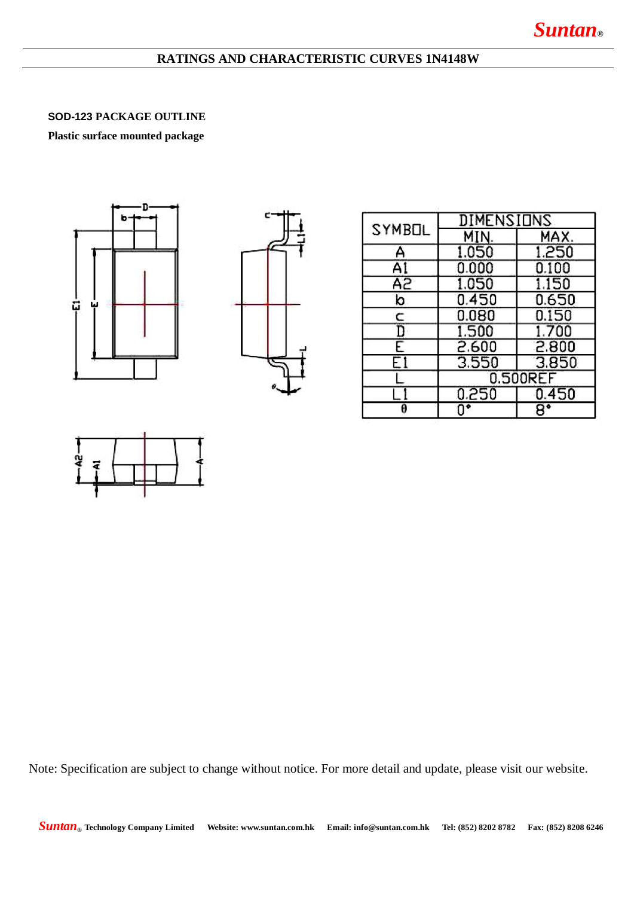## RATINGS AND CHARACTERISTIC CURVES 1N4148W

**SOD-123 PACKAGE OUTLINE**

**Plastic surface mounted package**

D
b
E1
E
c
L1
L
θ
A2
A1
A

| SYMBOL | DIMENSIONS | |
|---|---|---|
| | MIN. | MAX. |
| A | 1.050 | 1.250 |
| A1 | 0.000 | 0.100 |
| A2 | 1.050 | 1.150 |
| b | 0.450 | 0.650 |
| c | 0.080 | 0.150 |
| D | 1.500 | 1.700 |
| E | 2.600 | 2.800 |
| E1 | 3.550 | 3.850 |
| L | 0.500REF | |
| L1 | 0.250 | 0.450 |
| θ | 0° | 8° |

Note: Specification are subject to change without notice. For more detail and update, please visit our website.